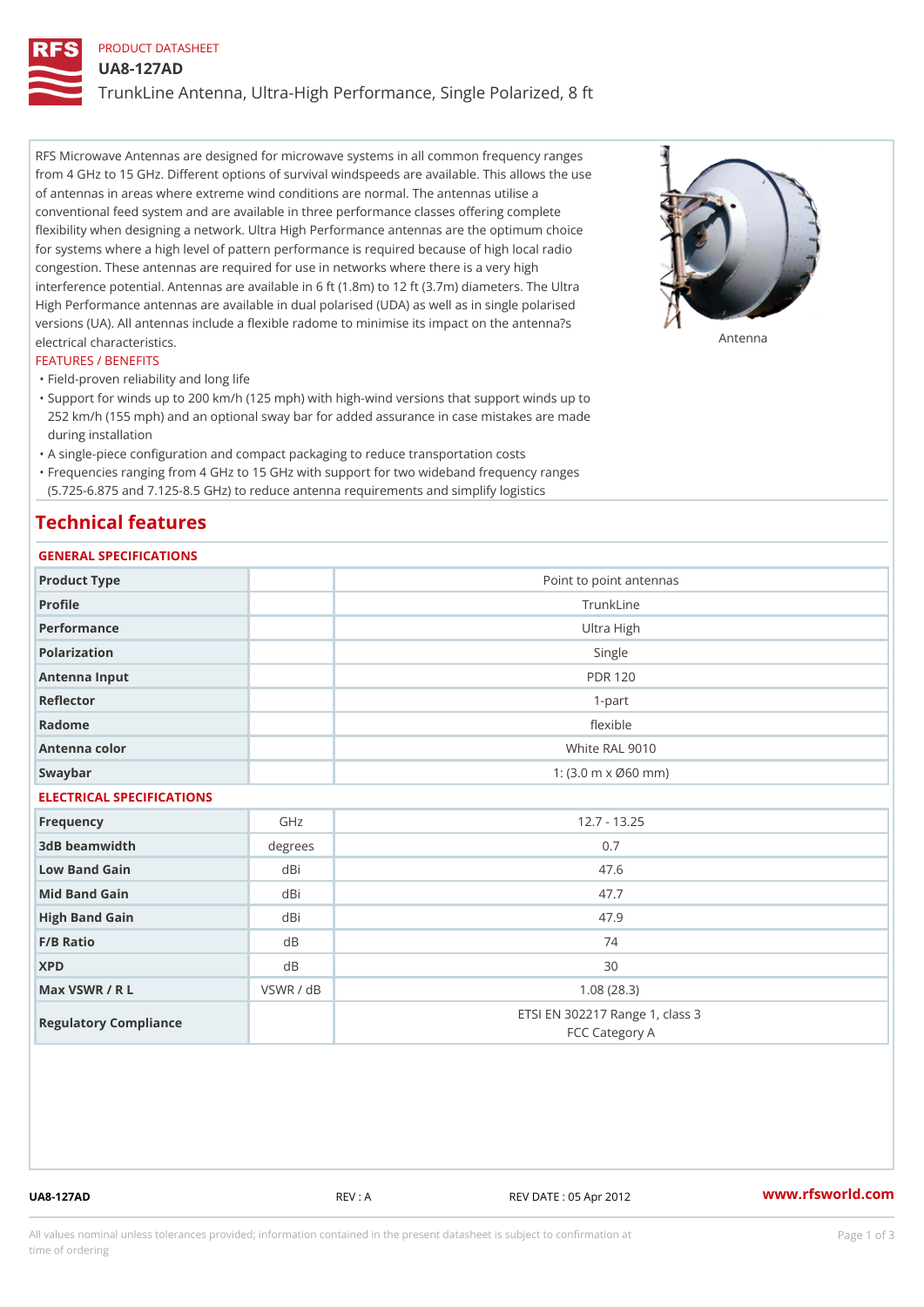PRODUCT DATASHEET

# UA8-127AD

## TrunkLine Antenna, Ultra-High Performance, Single Polarized, 8 ft

RFS Microwave Antennas are designed for microwave systems in all common frequency ranges from 4 GHz to 15 GHz. Different options of survival windspeeds are available. This allows the use of antennas in areas where extreme wind conditions are normal. The antennas utilise a conventional feed system and are available in three performance classes offering complete flexibility when designing a network. Ultra High Performance antennas are the optimum choice for systems where a high level of pattern performance is required because of high local radio congestion. These antennas are required for use in networks where there is a very high interference potential. Antennas are available in 6 ft (1.8m) to 12 ft (3.7m) diameters. The Ultra High Performance antennas are available in dual polarised (UDA) as well as in single polarised versions (UA). All antennas include a flexible radome to minimise its impact on the antenna?s electrical characteristics.

Antenna

### FEATURES / BENEFITS

- Field-proven reliability and long life
- Support for winds up to 200 km/h (125 mph) with high-wind versions that support winds up to 252 km/h (155 mph) and an optional sway bar for added assurance in case mistakes are made during installation
- A single-piece configuration and compact packaging to reduce transportation costs
- Frequencies ranging from 4 GHz to 15 GHz with support for two wideband frequency ranges (5.725-6.875 and 7.125-8.5 GHz) to reduce antenna requirements and simplify logistics

## Technical features

### GENERAL SPECIFICATIONS

| | | |
|---|---|---|
| Product Type | | Point to point antennas |
| Profile | | TrunkLine |
| Performance | | Ultra High |
| Polarization | | Single |
| Antenna Input | | PDR 120 |
| Reflector | | 1-part |
| Radome | | flexible |
| Antenna color | | White RAL 9010 |
| Swaybar | | 1: (3.0 m x Ø60 mm) |

### ELECTRICAL SPECIFICATIONS

| | | |
|---|---|---|
| Frequency | GHz | 12.7 - 13.25 |
| 3dB beamwidth | degrees | 0.7 |
| Low Band Gain | dBi | 47.6 |
| Mid Band Gain | dBi | 47.7 |
| High Band Gain | dBi | 47.9 |
| F/B Ratio | dB | 74 |
| XPD | dB | 30 |
| Max VSWR / R L | VSWR / dB | 1.08 (28.3) |
| Regulatory Compliance | | ETSI EN 302217 Range 1, class 3<br>FCC Category A |

UA8-127AD REV : A REV DATE : 05 Apr 2012 www.rfsworld.com

All values nominal unless tolerances provided; information contained in the present datasheet is subject to confirmation at time of ordering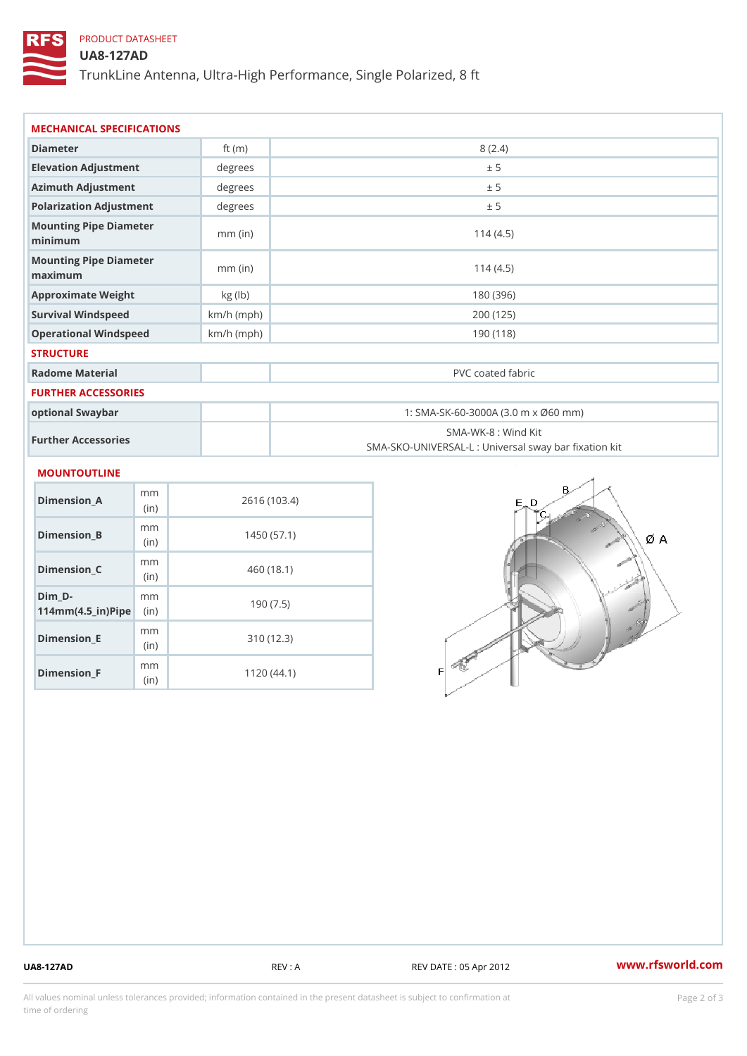PRODUCT DATASHEET

# UA8-127AD

TrunkLine Antenna, Ultra-High Performance, Single Polarized, 8 ft

## MECHANICAL SPECIFICATIONS

| | | |
|---|---|---|
| Diameter | ft (m) | 8 (2.4) |
| Elevation Adjustment | degrees | ± 5 |
| Azimuth Adjustment | degrees | ± 5 |
| Polarization Adjustment | degrees | ± 5 |
| Mounting Pipe Diameter minimum | mm (in) | 114 (4.5) |
| Mounting Pipe Diameter maximum | mm (in) | 114 (4.5) |
| Approximate Weight | kg (lb) | 180 (396) |
| Survival Windspeed | km/h (mph) | 200 (125) |
| Operational Windspeed | km/h (mph) | 190 (118) |

## STRUCTURE

| | | |
|---|---|---|
| Radome Material | | PVC coated fabric |

## FURTHER ACCESSORIES

| | | |
|---|---|---|
| optional Swaybar | | 1: SMA-SK-60-3000A (3.0 m x Ø60 mm) |
| Further Accessories | | SMA-WK-8 : Wind Kit<br>SMA-SKO-UNIVERSAL-L : Universal sway bar fixation kit |

## MOUNTOUTLINE

| | | |
|---|---|---|
| Dimension_A | mm (in) | 2616 (103.4) |
| Dimension_B | mm (in) | 1450 (57.1) |
| Dimension_C | mm (in) | 460 (18.1) |
| Dim_D-114mm(4.5_in)Pipe | mm (in) | 190 (7.5) |
| Dimension_E | mm (in) | 310 (12.3) |
| Dimension_F | mm (in) | 1120 (44.1) |

UA8-127AD REV : A REV DATE : 05 Apr 2012 www.rfsworld.com

All values nominal unless tolerances provided; information contained in the present datasheet is subject to confirmation at time of ordering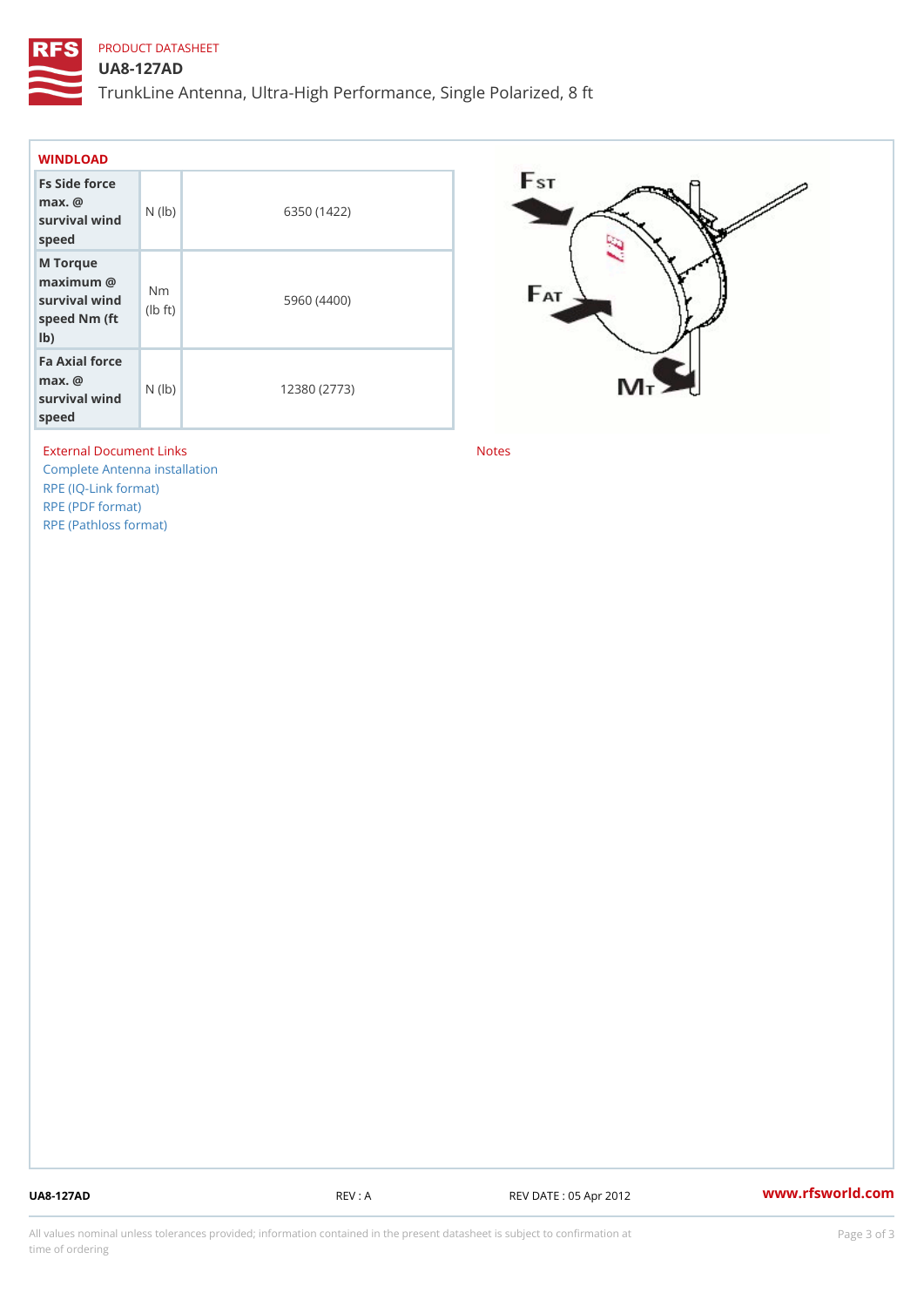PRODUCT DATASHEET

# UA8-127AD

TrunkLine Antenna, Ultra-High Performance, Single Polarized, 8 ft

## WINDLOAD

| | | |
|---|---|---|
| Fs Side force max. @ survival wind speed | N (lb) | 6350 (1422) |
| M Torque maximum @ survival wind speed Nm (ft lb) | Nm (lb ft) | 5960 (4400) |
| Fa Axial force max. @ survival wind speed | N (lb) | 12380 (2773) |

FST

FAT

MT

### External Document Links

Complete Antenna installation

RPE (IQ-Link format)

RPE (PDF format)

RPE (Pathloss format)

### Notes

UA8-127AD REV : A REV DATE : 05 Apr 2012 www.rfsworld.com

All values nominal unless tolerances provided; information contained in the present datasheet is subject to confirmation at time of ordering